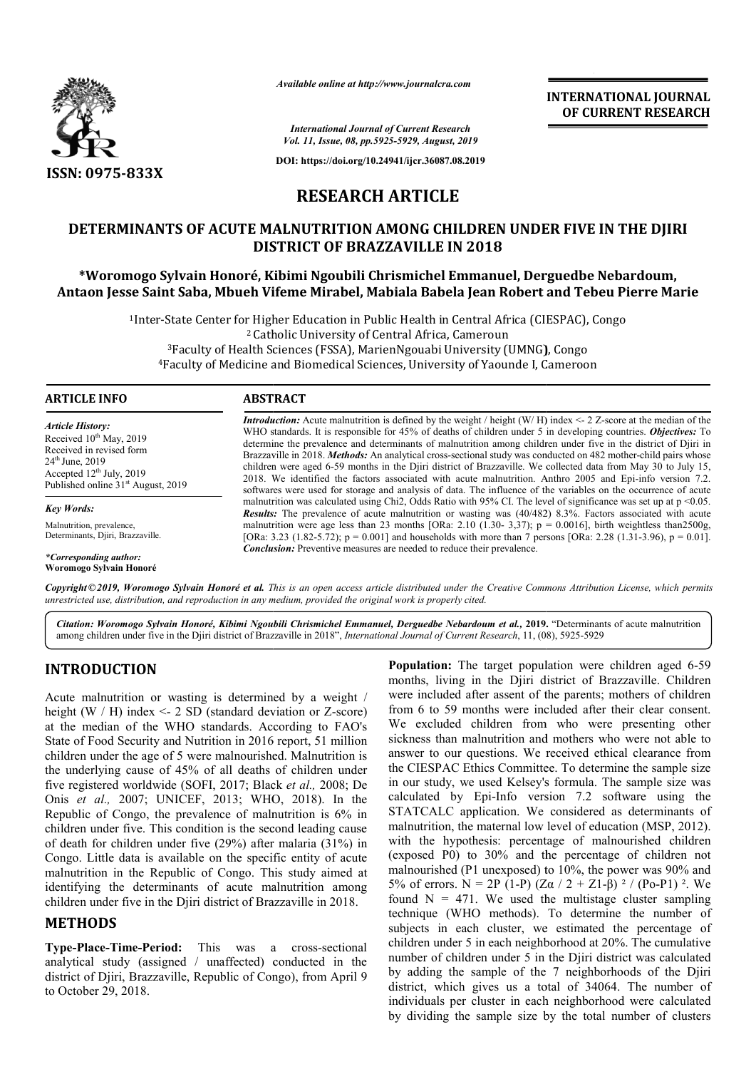*Available online at http://www.journalcra.com*

*International Journal of Current Research*
*Vol. 11, Issue, 08, pp.5925-5929, August, 2019*

**DOI: https://doi.org/10.24941/ijcr.36087.08.2019**

**ISSN: 0975-833X**

**INTERNATIONAL JOURNAL OF CURRENT RESEARCH**

# RESEARCH ARTICLE

## DETERMINANTS OF ACUTE MALNUTRITION AMONG CHILDREN UNDER FIVE IN THE DJIRI DISTRICT OF BRAZZAVILLE IN 2018

**\*Woromogo Sylvain Honoré, Kibimi Ngoubili Chrismichel Emmanuel, Derguedbe Nebardoum, Antaon Jesse Saint Saba, Mbueh Vifeme Mirabel, Mabiala Babela Jean Robert and Tebeu Pierre Marie**

[1]Inter-State Center for Higher Education in Public Health in Central Africa (CIESPAC), Congo
[2]Catholic University of Central Africa, Cameroun
[3]Faculty of Health Sciences (FSSA), MarienNgouabi University (UMNG), Congo
[4]Faculty of Medicine and Biomedical Sciences, University of Yaounde I, Cameroon

**ARTICLE INFO**

*Article History:*
Received 10th May, 2019
Received in revised form
24th June, 2019
Accepted 12th July, 2019
Published online 31st August, 2019

*Key Words:*
Malnutrition, prevalence, Determinants, Djiri, Brazzaville.

*\*Corresponding author:*
**Woromogo Sylvain Honoré**

**ABSTRACT**

***Introduction:*** Acute malnutrition is defined by the weight / height (W/ H) index <- 2 Z-score at the median of the WHO standards. It is responsible for 45% of deaths of children under 5 in developing countries. ***Objectives:*** To determine the prevalence and determinants of malnutrition among children under five in the district of Djiri in Brazzaville in 2018. ***Methods:*** An analytical cross-sectional study was conducted on 482 mother-child pairs whose children were aged 6-59 months in the Djiri district of Brazzaville. We collected data from May 30 to July 15, 2018. We identified the factors associated with acute malnutrition. Anthro 2005 and Epi-info version 7.2. softwares were used for storage and analysis of data. The influence of the variables on the occurrence of acute malnutrition was calculated using Chi2, Odds Ratio with 95% CI. The level of significance was set up at $p < 0.05$. ***Results:*** The prevalence of acute malnutrition or wasting was (40/482) 8.3%. Factors associated with acute malnutrition were age less than 23 months [ORa: 2.10 (1.30- 3,37); p = 0.0016], birth weightless than2500g, [ORa: 3.23 (1.82-5.72); p = 0.001] and households with more than 7 persons [ORa: 2.28 (1.31-3.96), p = 0.01]. ***Conclusion:*** Preventive measures are needed to reduce their prevalence.

*Copyright©2019, Woromogo Sylvain Honoré et al. This is an open access article distributed under the Creative Commons Attribution License, which permits unrestricted use, distribution, and reproduction in any medium, provided the original work is properly cited.*

*Citation: Woromogo Sylvain Honoré, Kibimi Ngoubili Chrismichel Emmanuel, Derguedbe Nebardoum et al.,* **2019.** "Determinants of acute malnutrition among children under five in the Djiri district of Brazzaville in 2018", *International Journal of Current Research*, 11, (08), 5925-5929

# INTRODUCTION

Acute malnutrition or wasting is determined by a weight / height (W / H) index <- 2 SD (standard deviation or Z-score) at the median of the WHO standards. According to FAO's State of Food Security and Nutrition in 2016 report, 51 million children under the age of 5 were malnourished. Malnutrition is the underlying cause of 45% of all deaths of children under five registered worldwide (SOFI, 2017; Black *et al.,* 2008; De Onis *et al.,* 2007; UNICEF, 2013; WHO, 2018). In the Republic of Congo, the prevalence of malnutrition is 6% in children under five. This condition is the second leading cause of death for children under five (29%) after malaria (31%) in Congo. Little data is available on the specific entity of acute malnutrition in the Republic of Congo. This study aimed at identifying the determinants of acute malnutrition among children under five in the Djiri district of Brazzaville in 2018.

# METHODS

**Type-Place-Time-Period:** This was a cross-sectional analytical study (assigned / unaffected) conducted in the district of Djiri, Brazzaville, Republic of Congo), from April 9 to October 29, 2018.

**Population:** The target population were children aged 6-59 months, living in the Djiri district of Brazzaville. Children were included after assent of the parents; mothers of children from 6 to 59 months were included after their clear consent. We excluded children from who were presenting other sickness than malnutrition and mothers who were not able to answer to our questions. We received ethical clearance from the CIESPAC Ethics Committee. To determine the sample size in our study, we used Kelsey's formula. The sample size was calculated by Epi-Info version 7.2 software using the STATCALC application. We considered as determinants of malnutrition, the maternal low level of education (MSP, 2012). with the hypothesis: percentage of malnourished children (exposed P0) to 30% and the percentage of children not malnourished (P1 unexposed) to 10%, the power was 90% and 5% of errors. $N = 2P(1-P)(Z\alpha / 2 + Z1\text{-}\beta)^2 / (Po\text{-}P1)^2$. We found N = 471. We used the multistage cluster sampling technique (WHO methods). To determine the number of subjects in each cluster, we estimated the percentage of children under 5 in each neighborhood at 20%. The cumulative number of children under 5 in the Djiri district was calculated by adding the sample of the 7 neighborhoods of the Djiri district, which gives us a total of 34064. The number of individuals per cluster in each neighborhood were calculated by dividing the sample size by the total number of clusters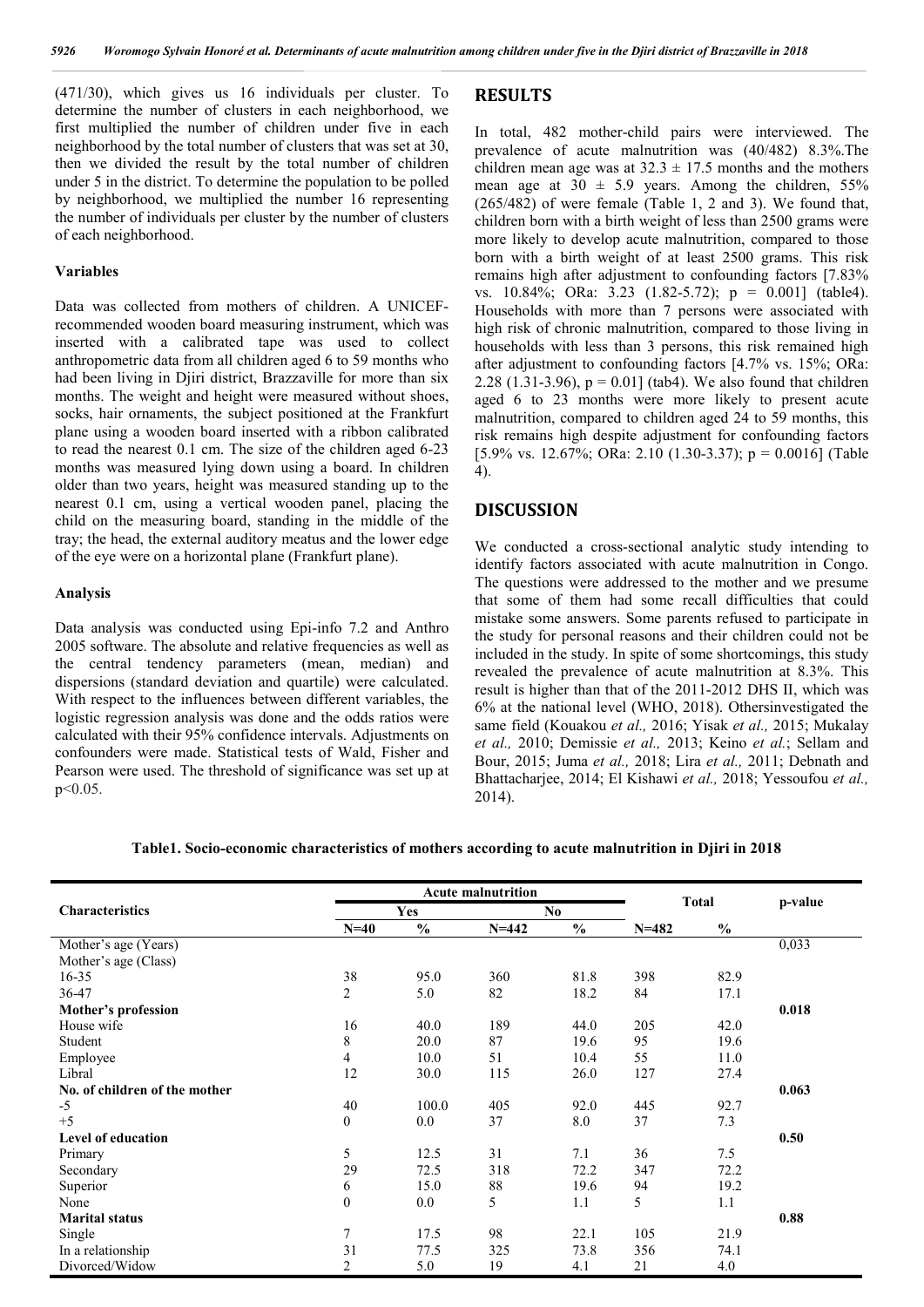(471/30), which gives us 16 individuals per cluster. To determine the number of clusters in each neighborhood, we first multiplied the number of children under five in each neighborhood by the total number of clusters that was set at 30, then we divided the result by the total number of children under 5 in the district. To determine the population to be polled by neighborhood, we multiplied the number 16 representing the number of individuals per cluster by the number of clusters of each neighborhood.

### Variables

Data was collected from mothers of children. A UNICEF-recommended wooden board measuring instrument, which was inserted with a calibrated tape was used to collect anthropometric data from all children aged 6 to 59 months who had been living in Djiri district, Brazzaville for more than six months. The weight and height were measured without shoes, socks, hair ornaments, the subject positioned at the Frankfurt plane using a wooden board inserted with a ribbon calibrated to read the nearest 0.1 cm. The size of the children aged 6-23 months was measured lying down using a board. In children older than two years, height was measured standing up to the nearest 0.1 cm, using a vertical wooden panel, placing the child on the measuring board, standing in the middle of the tray; the head, the external auditory meatus and the lower edge of the eye were on a horizontal plane (Frankfurt plane).

### Analysis

Data analysis was conducted using Epi-info 7.2 and Anthro 2005 software. The absolute and relative frequencies as well as the central tendency parameters (mean, median) and dispersions (standard deviation and quartile) were calculated. With respect to the influences between different variables, the logistic regression analysis was done and the odds ratios were calculated with their 95% confidence intervals. Adjustments on confounders were made. Statistical tests of Wald, Fisher and Pearson were used. The threshold of significance was set up at $p<0.05$.

## RESULTS

In total, 482 mother-child pairs were interviewed. The prevalence of acute malnutrition was (40/482) 8.3%.The children mean age was at $32.3 \pm 17.5$ months and the mothers mean age at $30 \pm 5.9$ years. Among the children, 55% (265/482) of were female (Table 1, 2 and 3). We found that, children born with a birth weight of less than 2500 grams were more likely to develop acute malnutrition, compared to those born with a birth weight of at least 2500 grams. This risk remains high after adjustment to confounding factors [7.83% vs. 10.84%; ORa: 3.23 (1.82-5.72); p = 0.001] (table4). Households with more than 7 persons were associated with high risk of chronic malnutrition, compared to those living in households with less than 3 persons, this risk remained high after adjustment to confounding factors [4.7% vs. 15%; ORa: 2.28 (1.31-3.96), p = 0.01] (tab4). We also found that children aged 6 to 23 months were more likely to present acute malnutrition, compared to children aged 24 to 59 months, this risk remains high despite adjustment for confounding factors [5.9% vs. 12.67%; ORa: 2.10 (1.30-3.37); p = 0.0016] (Table 4).

## DISCUSSION

We conducted a cross-sectional analytic study intending to identify factors associated with acute malnutrition in Congo. The questions were addressed to the mother and we presume that some of them had some recall difficulties that could mistake some answers. Some parents refused to participate in the study for personal reasons and their children could not be included in the study. In spite of some shortcomings, this study revealed the prevalence of acute malnutrition at 8.3%. This result is higher than that of the 2011-2012 DHS II, which was 6% at the national level (WHO, 2018). Othersinvestigated the same field (Kouakou *et al.,* 2016; Yisak *et al.,* 2015; Mukalay *et al.,* 2010; Demissie *et al.,* 2013; Keino *et al.*; Sellam and Bour, 2015; Juma *et al.,* 2018; Lira *et al.,* 2011; Debnath and Bhattacharjee, 2014; El Kishawi *et al.,* 2018; Yessoufou *et al.,* 2014).

**Table1. Socio-economic characteristics of mothers according to acute malnutrition in Djiri in 2018**

| Characteristics | Acute malnutrition | | | | Total | | p-value |
|---|---|---|---|---|---|---|---|
| | Yes | | No | | | | |
| | N=40 | % | N=442 | % | N=482 | % | |
| Mother's age (Years) | | | | | | | 0,033 |
| Mother's age (Class) | | | | | | | |
| 16-35 | 38 | 95.0 | 360 | 81.8 | 398 | 82.9 | |
| 36-47 | 2 | 5.0 | 82 | 18.2 | 84 | 17.1 | |
| **Mother's profession** | | | | | | | **0.018** |
| House wife | 16 | 40.0 | 189 | 44.0 | 205 | 42.0 | |
| Student | 8 | 20.0 | 87 | 19.6 | 95 | 19.6 | |
| Employee | 4 | 10.0 | 51 | 10.4 | 55 | 11.0 | |
| Libral | 12 | 30.0 | 115 | 26.0 | 127 | 27.4 | |
| **No. of children of the mother** | | | | | | | **0.063** |
| -5 | 40 | 100.0 | 405 | 92.0 | 445 | 92.7 | |
| +5 | 0 | 0.0 | 37 | 8.0 | 37 | 7.3 | |
| **Level of education** | | | | | | | **0.50** |
| Primary | 5 | 12.5 | 31 | 7.1 | 36 | 7.5 | |
| Secondary | 29 | 72.5 | 318 | 72.2 | 347 | 72.2 | |
| Superior | 6 | 15.0 | 88 | 19.6 | 94 | 19.2 | |
| None | 0 | 0.0 | 5 | 1.1 | 5 | 1.1 | |
| **Marital status** | | | | | | | **0.88** |
| Single | 7 | 17.5 | 98 | 22.1 | 105 | 21.9 | |
| In a relationship | 31 | 77.5 | 325 | 73.8 | 356 | 74.1 | |
| Divorced/Widow | 2 | 5.0 | 19 | 4.1 | 21 | 4.0 | |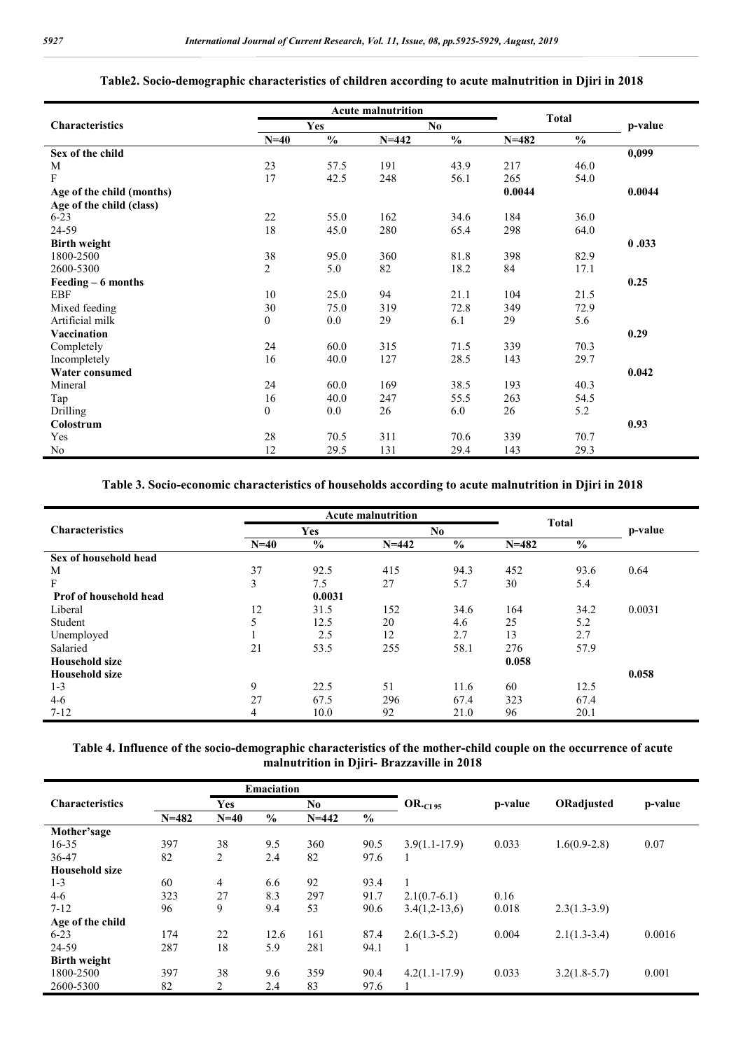**Table2. Socio-demographic characteristics of children according to acute malnutrition in Djiri in 2018**

| Characteristics | Acute malnutrition | | | | Total | | p-value |
|---|---|---|---|---|---|---|---|
| | Yes | | No | | | | |
| | N=40 | % | N=442 | % | N=482 | % | |
| **Sex of the child** | | | | | | | **0,099** |
| M | 23 | 57.5 | 191 | 43.9 | 217 | 46.0 | |
| F | 17 | 42.5 | 248 | 56.1 | 265 | 54.0 | |
| **Age of the child (months)** | | | | | **0.0044** | | **0.0044** |
| **Age of the child (class)** | | | | | | | |
| 6-23 | 22 | 55.0 | 162 | 34.6 | 184 | 36.0 | |
| 24-59 | 18 | 45.0 | 280 | 65.4 | 298 | 64.0 | |
| **Birth weight** | | | | | | | **0 .033** |
| 1800-2500 | 38 | 95.0 | 360 | 81.8 | 398 | 82.9 | |
| 2600-5300 | 2 | 5.0 | 82 | 18.2 | 84 | 17.1 | |
| **Feeding – 6 months** | | | | | | | **0.25** |
| EBF | 10 | 25.0 | 94 | 21.1 | 104 | 21.5 | |
| Mixed feeding | 30 | 75.0 | 319 | 72.8 | 349 | 72.9 | |
| Artificial milk | 0 | 0.0 | 29 | 6.1 | 29 | 5.6 | |
| **Vaccination** | | | | | | | **0.29** |
| Completely | 24 | 60.0 | 315 | 71.5 | 339 | 70.3 | |
| Incompletely | 16 | 40.0 | 127 | 28.5 | 143 | 29.7 | |
| **Water consumed** | | | | | | | **0.042** |
| Mineral | 24 | 60.0 | 169 | 38.5 | 193 | 40.3 | |
| Tap | 16 | 40.0 | 247 | 55.5 | 263 | 54.5 | |
| Drilling | 0 | 0.0 | 26 | 6.0 | 26 | 5.2 | |
| **Colostrum** | | | | | | | **0.93** |
| Yes | 28 | 70.5 | 311 | 70.6 | 339 | 70.7 | |
| No | 12 | 29.5 | 131 | 29.4 | 143 | 29.3 | |

**Table 3. Socio-economic characteristics of households according to acute malnutrition in Djiri in 2018**

| Characteristics | Acute malnutrition | | | | Total | | p-value |
|---|---|---|---|---|---|---|---|
| | Yes | | No | | | | |
| | N=40 | % | N=442 | % | N=482 | % | |
| **Sex of household head** | | | | | | | |
| M | 37 | 92.5 | 415 | 94.3 | 452 | 93.6 | 0.64 |
| F | 3 | 7.5 | 27 | 5.7 | 30 | 5.4 | |
| **Prof of household head** | | **0.0031** | | | | | |
| Liberal | 12 | 31.5 | 152 | 34.6 | 164 | 34.2 | 0.0031 |
| Student | 5 | 12.5 | 20 | 4.6 | 25 | 5.2 | |
| Unemployed | 1 | 2.5 | 12 | 2.7 | 13 | 2.7 | |
| Salaried | 21 | 53.5 | 255 | 58.1 | 276 | 57.9 | |
| **Household size** | | | | | **0.058** | | |
| **Household size** | | | | | | | **0.058** |
| 1-3 | 9 | 22.5 | 51 | 11.6 | 60 | 12.5 | |
| 4-6 | 27 | 67.5 | 296 | 67.4 | 323 | 67.4 | |
| 7-12 | 4 | 10.0 | 92 | 21.0 | 96 | 20.1 | |

**Table 4. Influence of the socio-demographic characteristics of the mother-child couple on the occurrence of acute malnutrition in Djiri- Brazzaville in 2018**

| Characteristics | | Emaciation | | | | $OR_{-CI\ 95}$ | p-value | ORadjusted | p-value |
|---|---|---|---|---|---|---|---|---|---|
| | | Yes | | No | | | | | |
| | N=482 | N=40 | % | N=442 | % | | | | |
| **Mother'sage** | | | | | | | | | |
| 16-35 | 397 | 38 | 9.5 | 360 | 90.5 | 3.9(1.1-17.9) | 0.033 | 1.6(0.9-2.8) | 0.07 |
| 36-47 | 82 | 2 | 2.4 | 82 | 97.6 | 1 | | | |
| **Household size** | | | | | | | | | |
| 1-3 | 60 | 4 | 6.6 | 92 | 93.4 | 1 | | | |
| 4-6 | 323 | 27 | 8.3 | 297 | 91.7 | 2.1(0.7-6.1) | 0.16 | | |
| 7-12 | 96 | 9 | 9.4 | 53 | 90.6 | 3.4(1,2-13,6) | 0.018 | 2.3(1.3-3.9) | |
| **Age of the child** | | | | | | | | | |
| 6-23 | 174 | 22 | 12.6 | 161 | 87.4 | 2.6(1.3-5.2) | 0.004 | 2.1(1.3-3.4) | 0.0016 |
| 24-59 | 287 | 18 | 5.9 | 281 | 94.1 | 1 | | | |
| **Birth weight** | | | | | | | | | |
| 1800-2500 | 397 | 38 | 9.6 | 359 | 90.4 | 4.2(1.1-17.9) | 0.033 | 3.2(1.8-5.7) | 0.001 |
| 2600-5300 | 82 | 2 | 2.4 | 83 | 97.6 | 1 | | | |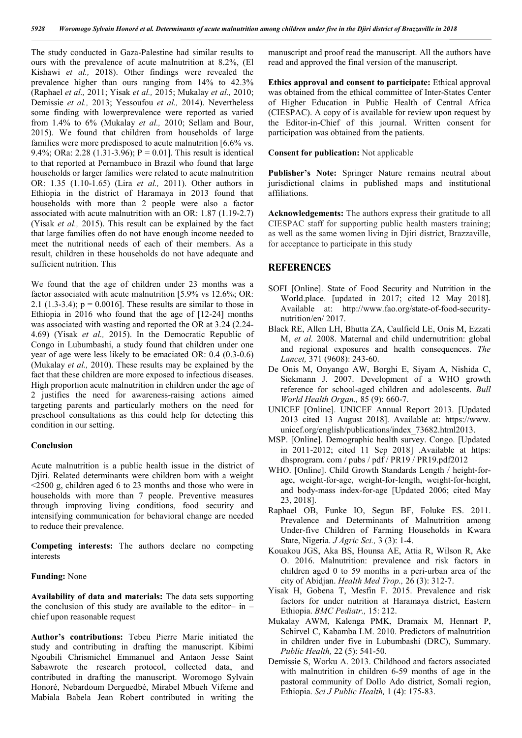The study conducted in Gaza-Palestine had similar results to ours with the prevalence of acute malnutrition at 8.2%, (El Kishawi *et al.,* 2018). Other findings were revealed the prevalence higher than ours ranging from 14% to 42.3% (Raphael *et al.,* 2011; Yisak *et al.,* 2015; Mukalay *et al.,* 2010; Demissie *et al.,* 2013; Yessoufou *et al.,* 2014). Nevertheless some finding with lowerprevalence were reported as varied from 1.4% to 6% (Mukalay *et al.,* 2010; Sellam and Bour, 2015). We found that children from households of large families were more predisposed to acute malnutrition [6.6% vs. 9.4%; ORa: 2.28 (1.31-3.96); P = 0.01]. This result is identical to that reported at Pernambuco in Brazil who found that large households or larger families were related to acute malnutrition OR: 1.35 (1.10-1.65) (Lira *et al.,* 2011). Other authors in Ethiopia in the district of Haramaya in 2013 found that households with more than 2 people were also a factor associated with acute malnutrition with an OR: 1.87 (1.19-2.7) (Yisak *et al.,* 2015). This result can be explained by the fact that large families often do not have enough income needed to meet the nutritional needs of each of their members. As a result, children in these households do not have adequate and sufficient nutrition. This

We found that the age of children under 23 months was a factor associated with acute malnutrition [5.9% vs 12.6%; OR: 2.1 (1.3-3.4); p = 0.0016]. These results are similar to those in Ethiopia in 2016 who found that the age of [12-24] months was associated with wasting and reported the OR at 3.24 (2.24-4.69) (Yisak *et al.,* 2015). In the Democratic Republic of Congo in Lubumbashi, a study found that children under one year of age were less likely to be emaciated OR: 0.4 (0.3-0.6) (Mukalay *et al.,* 2010). These results may be explained by the fact that these children are more exposed to infectious diseases. High proportion acute malnutrition in children under the age of 2 justifies the need for awareness-raising actions aimed targeting parents and particularly mothers on the need for preschool consultations as this could help for detecting this condition in our setting.

### Conclusion

Acute malnutrition is a public health issue in the district of Djiri. Related determinants were children born with a weight <2500 g, children aged 6 to 23 months and those who were in households with more than 7 people. Preventive measures through improving living conditions, food security and intensifying communication for behavioral change are needed to reduce their prevalence.

**Competing interests:** The authors declare no competing interests

**Funding:** None

**Availability of data and materials:** The data sets supporting the conclusion of this study are available to the editor– in – chief upon reasonable request

**Author's contributions:** Tebeu Pierre Marie initiated the study and contributing in drafting the manuscript. Kibimi Ngoubili Chrismichel Emmanuel and Antaon Jesse Saint Sabawrote the research protocol, collected data, and contributed in drafting the manuscript. Woromogo Sylvain Honoré, Nebardoum Derguedbé, Mirabel Mbueh Vifeme and Mabiala Babela Jean Robert contributed in writing the manuscript and proof read the manuscript. All the authors have read and approved the final version of the manuscript.

**Ethics approval and consent to participate:** Ethical approval was obtained from the ethical committee of Inter-States Center of Higher Education in Public Health of Central Africa (CIESPAC). A copy of is available for review upon request by the Editor-in-Chief of this journal. Written consent for participation was obtained from the patients.

**Consent for publication:** Not applicable

**Publisher's Note:** Springer Nature remains neutral about jurisdictional claims in published maps and institutional affiliations.

**Acknowledgements:** The authors express their gratitude to all CIESPAC staff for supporting public health masters training; as well as the same women living in Djiri district, Brazzaville, for acceptance to participate in this study

## REFERENCES

SOFI [Online]. State of Food Security and Nutrition in the World.place. [updated in 2017; cited 12 May 2018]. Available at: http://www.fao.org/state-of-food-security-nutrition/en/ 2017.

Black RE, Allen LH, Bhutta ZA, Caulfield LE, Onis M, Ezzati M, *et al.* 2008. Maternal and child undernutrition: global and regional exposures and health consequences. *The Lancet,* 371 (9608): 243-60.

De Onis M, Onyango AW, Borghi E, Siyam A, Nishida C, Siekmann J. 2007. Development of a WHO growth reference for school-aged children and adolescents. *Bull World Health Organ.,* 85 (9): 660-7.

UNICEF [Online]. UNICEF Annual Report 2013. [Updated 2013 cited 13 August 2018]. Available at: https://www.unicef.org/english/publications/index_73682.html2013.

MSP. [Online]. Demographic health survey. Congo. [Updated in 2011-2012; cited 11 Sep 2018] .Available at https: dhsprogram. com / pubs / pdf / PR19 / PR19.pdf2012

WHO. [Online]. Child Growth Standards Length / height-for-age, weight-for-age, weight-for-length, weight-for-height, and body-mass index-for-age [Updated 2006; cited May 23, 2018].

Raphael OB, Funke IO, Segun BF, Foluke ES. 2011. Prevalence and Determinants of Malnutrition among Under-five Children of Farming Households in Kwara State, Nigeria. *J Agric Sci.,* 3 (3): 1-4.

Kouakou JGS, Aka BS, Hounsa AE, Attia R, Wilson R, Ake O. 2016. Malnutrition: prevalence and risk factors in children aged 0 to 59 months in a peri-urban area of the city of Abidjan. *Health Med Trop.,* 26 (3): 312-7.

Yisak H, Gobena T, Mesfin F. 2015. Prevalence and risk factors for under nutrition at Haramaya district, Eastern Ethiopia. *BMC Pediatr.,* 15: 212.

Mukalay AWM, Kalenga PMK, Dramaix M, Hennart P, Schirvel C, Kabamba LM. 2010. Predictors of malnutrition in children under five in Lubumbashi (DRC), Summary. *Public Health,* 22 (5): 541-50.

Demissie S, Worku A. 2013. Childhood and factors associated with malnutrition in children 6-59 months of age in the pastoral community of Dollo Ado district, Somali region, Ethiopia. *Sci J Public Health,* 1 (4): 175-83.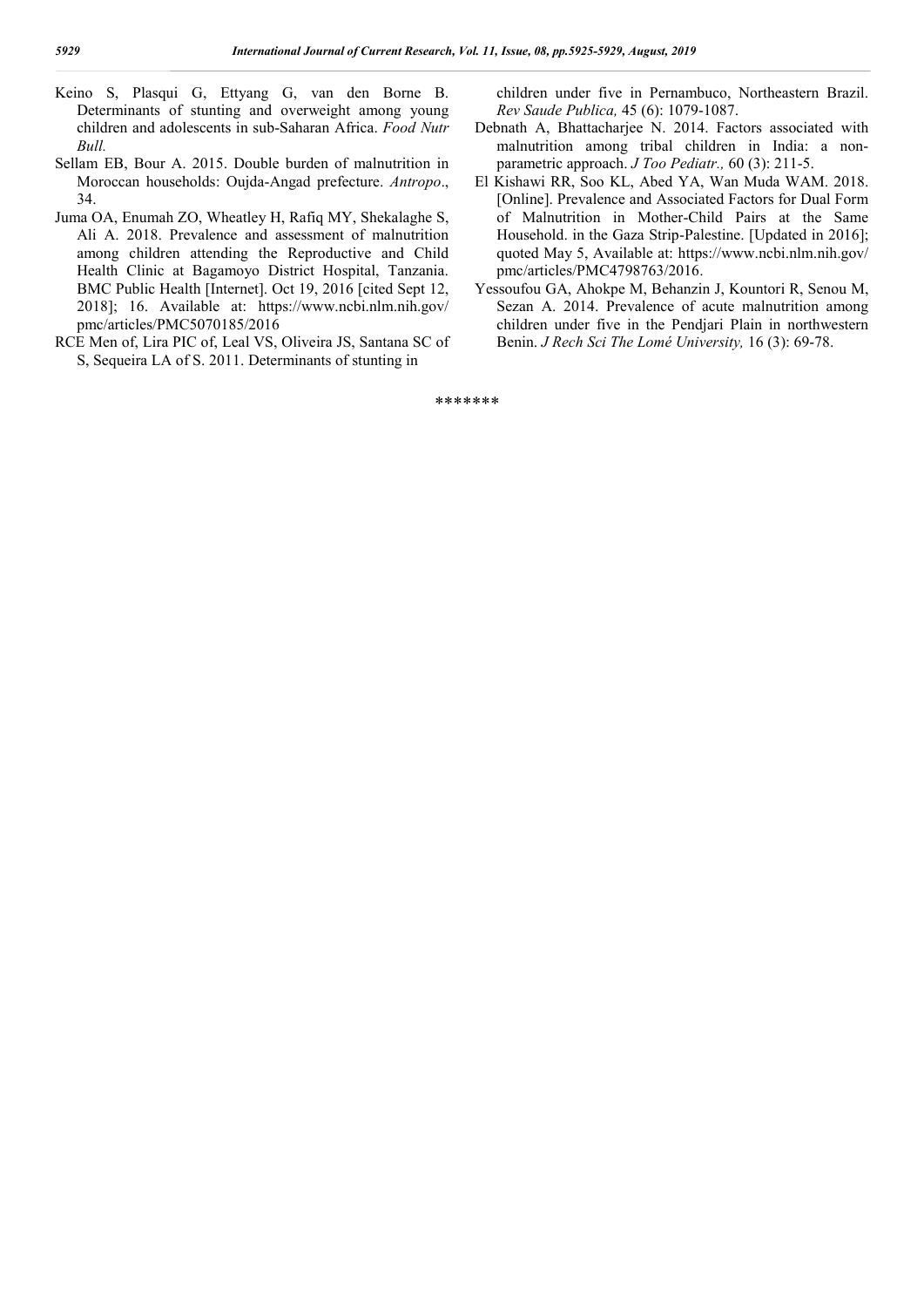Keino S, Plasqui G, Ettyang G, van den Borne B. Determinants of stunting and overweight among young children and adolescents in sub-Saharan Africa. *Food Nutr Bull.*

Sellam EB, Bour A. 2015. Double burden of malnutrition in Moroccan households: Oujda-Angad prefecture. *Antropo*., 34.

Juma OA, Enumah ZO, Wheatley H, Rafiq MY, Shekalaghe S, Ali A. 2018. Prevalence and assessment of malnutrition among children attending the Reproductive and Child Health Clinic at Bagamoyo District Hospital, Tanzania. BMC Public Health [Internet]. Oct 19, 2016 [cited Sept 12, 2018]; 16. Available at: https://www.ncbi.nlm.nih.gov/pmc/articles/PMC5070185/2016

RCE Men of, Lira PIC of, Leal VS, Oliveira JS, Santana SC of S, Sequeira LA of S. 2011. Determinants of stunting in children under five in Pernambuco, Northeastern Brazil. *Rev Saude Publica,* 45 (6): 1079-1087.

Debnath A, Bhattacharjee N. 2014. Factors associated with malnutrition among tribal children in India: a non-parametric approach. *J Too Pediatr.,* 60 (3): 211-5.

El Kishawi RR, Soo KL, Abed YA, Wan Muda WAM. 2018. [Online]. Prevalence and Associated Factors for Dual Form of Malnutrition in Mother-Child Pairs at the Same Household. in the Gaza Strip-Palestine. [Updated in 2016]; quoted May 5, Available at: https://www.ncbi.nlm.nih.gov/pmc/articles/PMC4798763/2016.

Yessoufou GA, Ahokpe M, Behanzin J, Kountori R, Senou M, Sezan A. 2014. Prevalence of acute malnutrition among children under five in the Pendjari Plain in northwestern Benin. *J Rech Sci The Lomé University,* 16 (3): 69-78.

*******